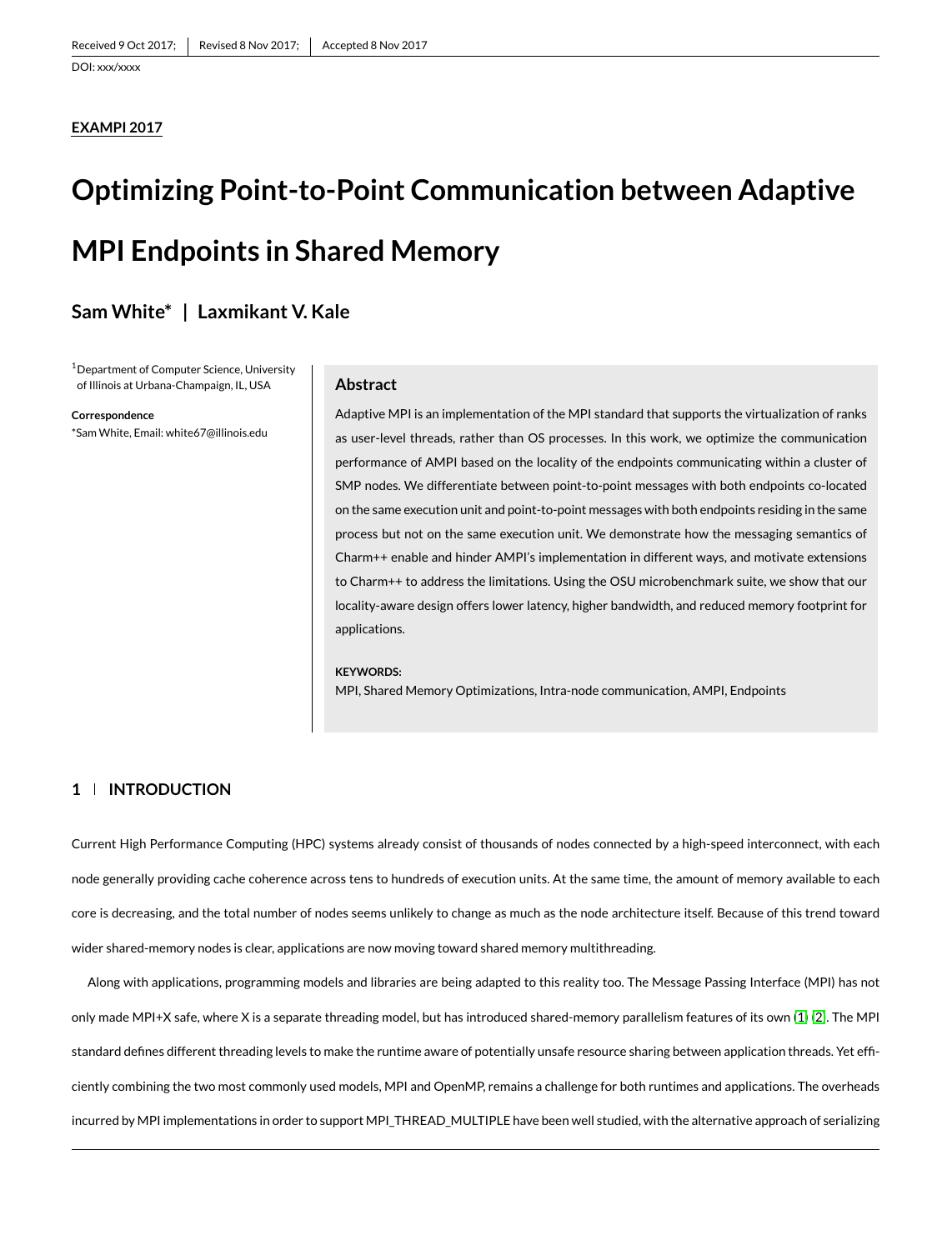Received 9 Oct 2017; | Revised 8 Nov 2017; | Accepted 8 Nov 2017

DOI: xxx/xxxx

**EXAMPI 2017**

# Optimizing Point-to-Point Communication between Adaptive MPI Endpoints in Shared Memory

**Sam White* | Laxmikant V. Kale**

[1]Department of Computer Science, University of Illinois at Urbana-Champaign, IL, USA

**Correspondence**

*Sam White, Email: white67@illinois.edu

## Abstract

Adaptive MPI is an implementation of the MPI standard that supports the virtualization of ranks as user-level threads, rather than OS processes. In this work, we optimize the communication performance of AMPI based on the locality of the endpoints communicating within a cluster of SMP nodes. We differentiate between point-to-point messages with both endpoints co-located on the same execution unit and point-to-point messages with both endpoints residing in the same process but not on the same execution unit. We demonstrate how the messaging semantics of Charm++ enable and hinder AMPI's implementation in different ways, and motivate extensions to Charm++ to address the limitations. Using the OSU microbenchmark suite, we show that our locality-aware design offers lower latency, higher bandwidth, and reduced memory footprint for applications.

**KEYWORDS:**

MPI, Shared Memory Optimizations, Intra-node communication, AMPI, Endpoints

## 1 | INTRODUCTION

Current High Performance Computing (HPC) systems already consist of thousands of nodes connected by a high-speed interconnect, with each node generally providing cache coherence across tens to hundreds of execution units. At the same time, the amount of memory available to each core is decreasing, and the total number of nodes seems unlikely to change as much as the node architecture itself. Because of this trend toward wider shared-memory nodes is clear, applications are now moving toward shared memory multithreading.

Along with applications, programming models and libraries are being adapted to this reality too. The Message Passing Interface (MPI) has not only made MPI+X safe, where X is a separate threading model, but has introduced shared-memory parallelism features of its own [1] [2]. The MPI standard defines different threading levels to make the runtime aware of potentially unsafe resource sharing between application threads. Yet efficiently combining the two most commonly used models, MPI and OpenMP, remains a challenge for both runtimes and applications. The overheads incurred by MPI implementations in order to support MPI_THREAD_MULTIPLE have been well studied, with the alternative approach of serializing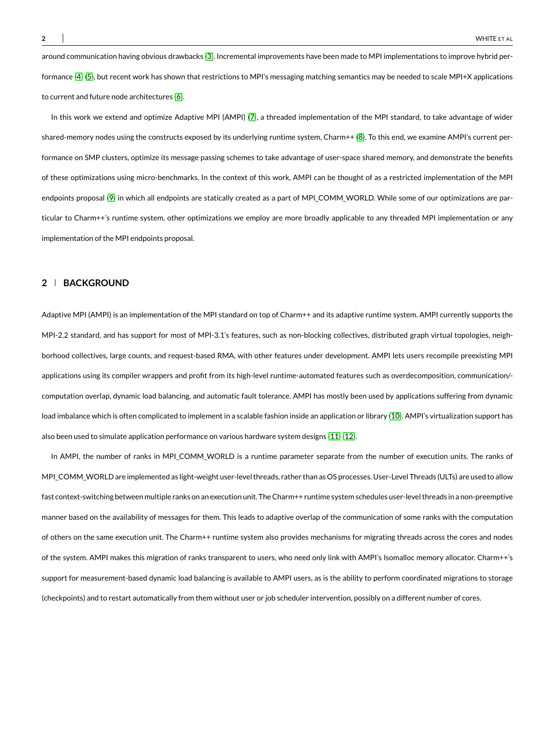around communication having obvious drawbacks [3]. Incremental improvements have been made to MPI implementations to improve hybrid performance [4] [5], but recent work has shown that restrictions to MPI's messaging matching semantics may be needed to scale MPI+X applications to current and future node architectures [6].

In this work we extend and optimize Adaptive MPI (AMPI) [7], a threaded implementation of the MPI standard, to take advantage of wider shared-memory nodes using the constructs exposed by its underlying runtime system, Charm++ [8]. To this end, we examine AMPI's current performance on SMP clusters, optimize its message passing schemes to take advantage of user-space shared memory, and demonstrate the benefits of these optimizations using micro-benchmarks. In the context of this work, AMPI can be thought of as a restricted implementation of the MPI endpoints proposal [9] in which all endpoints are statically created as a part of MPI_COMM_WORLD. While some of our optimizations are particular to Charm++'s runtime system, other optimizations we employ are more broadly applicable to any threaded MPI implementation or any implementation of the MPI endpoints proposal.

## 2 | BACKGROUND

Adaptive MPI (AMPI) is an implementation of the MPI standard on top of Charm++ and its adaptive runtime system. AMPI currently supports the MPI-2.2 standard, and has support for most of MPI-3.1's features, such as non-blocking collectives, distributed graph virtual topologies, neighborhood collectives, large counts, and request-based RMA, with other features under development. AMPI lets users recompile preexisting MPI applications using its compiler wrappers and profit from its high-level runtime-automated features such as overdecomposition, communication/-computation overlap, dynamic load balancing, and automatic fault tolerance. AMPI has mostly been used by applications suffering from dynamic load imbalance which is often complicated to implement in a scalable fashion inside an application or library [10]. AMPI's virtualization support has also been used to simulate application performance on various hardware system designs [11] [12].

In AMPI, the number of ranks in MPI_COMM_WORLD is a runtime parameter separate from the number of execution units. The ranks of MPI_COMM_WORLD are implemented as light-weight user-level threads, rather than as OS processes. User-Level Threads (ULTs) are used to allow fast context-switching between multiple ranks on an execution unit. The Charm++ runtime system schedules user-level threads in a non-preemptive manner based on the availability of messages for them. This leads to adaptive overlap of the communication of some ranks with the computation of others on the same execution unit. The Charm++ runtime system also provides mechanisms for migrating threads across the cores and nodes of the system. AMPI makes this migration of ranks transparent to users, who need only link with AMPI's Isomalloc memory allocator. Charm++'s support for measurement-based dynamic load balancing is available to AMPI users, as is the ability to perform coordinated migrations to storage (checkpoints) and to restart automatically from them without user or job scheduler intervention, possibly on a different number of cores.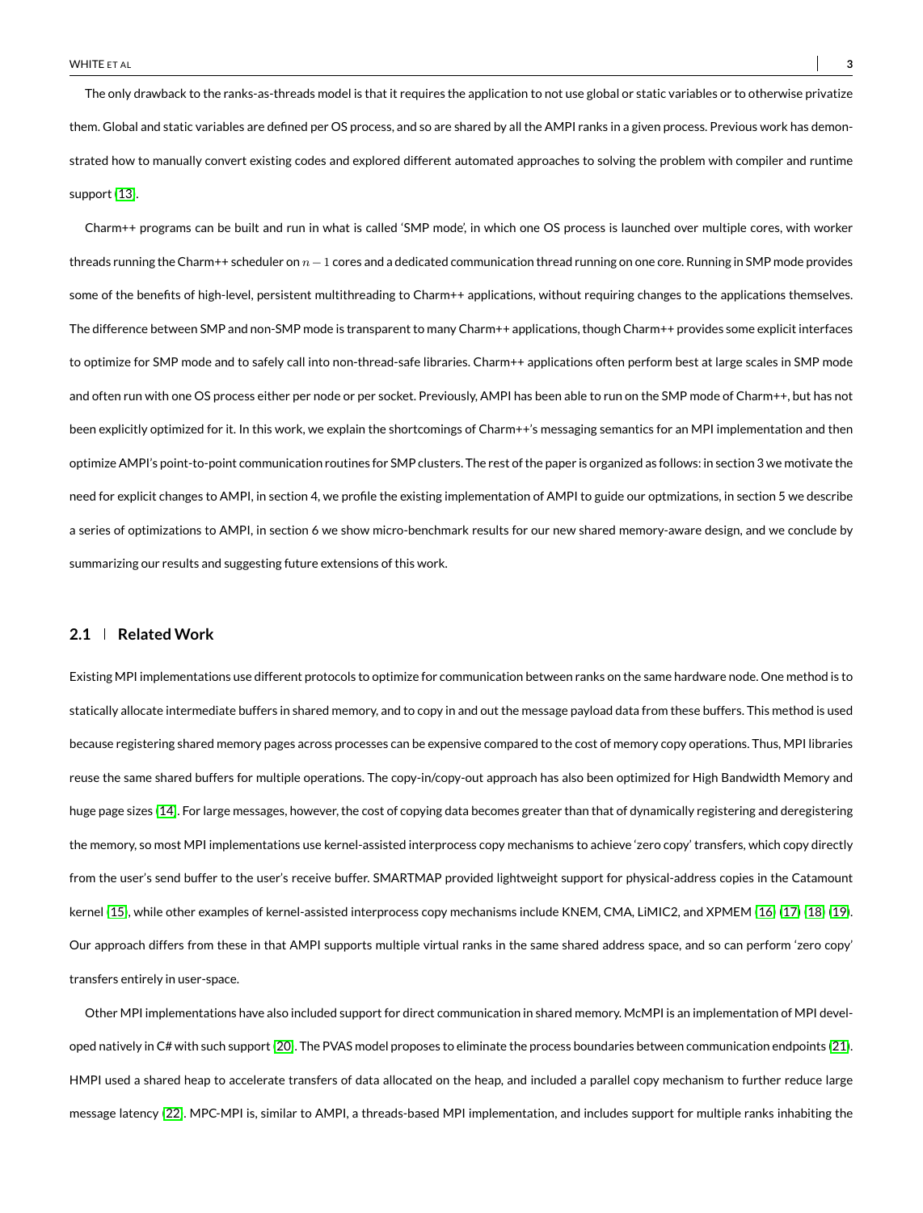The only drawback to the ranks-as-threads model is that it requires the application to not use global or static variables or to otherwise privatize them. Global and static variables are defined per OS process, and so are shared by all the AMPI ranks in a given process. Previous work has demonstrated how to manually convert existing codes and explored different automated approaches to solving the problem with compiler and runtime support [13].

Charm++ programs can be built and run in what is called 'SMP mode', in which one OS process is launched over multiple cores, with worker threads running the Charm++ scheduler on $n-1$ cores and a dedicated communication thread running on one core. Running in SMP mode provides some of the benefits of high-level, persistent multithreading to Charm++ applications, without requiring changes to the applications themselves. The difference between SMP and non-SMP mode is transparent to many Charm++ applications, though Charm++ provides some explicit interfaces to optimize for SMP mode and to safely call into non-thread-safe libraries. Charm++ applications often perform best at large scales in SMP mode and often run with one OS process either per node or per socket. Previously, AMPI has been able to run on the SMP mode of Charm++, but has not been explicitly optimized for it. In this work, we explain the shortcomings of Charm++'s messaging semantics for an MPI implementation and then optimize AMPI's point-to-point communication routines for SMP clusters. The rest of the paper is organized as follows: in section 3 we motivate the need for explicit changes to AMPI, in section 4, we profile the existing implementation of AMPI to guide our optmizations, in section 5 we describe a series of optimizations to AMPI, in section 6 we show micro-benchmark results for our new shared memory-aware design, and we conclude by summarizing our results and suggesting future extensions of this work.

### 2.1 Related Work

Existing MPI implementations use different protocols to optimize for communication between ranks on the same hardware node. One method is to statically allocate intermediate buffers in shared memory, and to copy in and out the message payload data from these buffers. This method is used because registering shared memory pages across processes can be expensive compared to the cost of memory copy operations. Thus, MPI libraries reuse the same shared buffers for multiple operations. The copy-in/copy-out approach has also been optimized for High Bandwidth Memory and huge page sizes [14]. For large messages, however, the cost of copying data becomes greater than that of dynamically registering and deregistering the memory, so most MPI implementations use kernel-assisted interprocess copy mechanisms to achieve 'zero copy' transfers, which copy directly from the user's send buffer to the user's receive buffer. SMARTMAP provided lightweight support for physical-address copies in the Catamount kernel [15], while other examples of kernel-assisted interprocess copy mechanisms include KNEM, CMA, LiMIC2, and XPMEM [16] [17] [18] [19]. Our approach differs from these in that AMPI supports multiple virtual ranks in the same shared address space, and so can perform 'zero copy' transfers entirely in user-space.

Other MPI implementations have also included support for direct communication in shared memory. McMPI is an implementation of MPI developed natively in C# with such support [20]. The PVAS model proposes to eliminate the process boundaries between communication endpoints [21]. HMPI used a shared heap to accelerate transfers of data allocated on the heap, and included a parallel copy mechanism to further reduce large message latency [22]. MPC-MPI is, similar to AMPI, a threads-based MPI implementation, and includes support for multiple ranks inhabiting the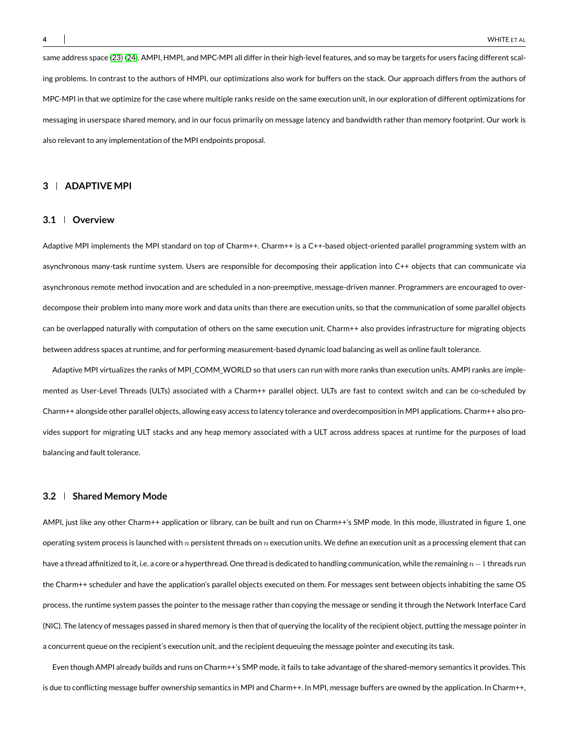same address space (23) (24). AMPI, HMPI, and MPC-MPI all differ in their high-level features, and so may be targets for users facing different scaling problems. In contrast to the authors of HMPI, our optimizations also work for buffers on the stack. Our approach differs from the authors of MPC-MPI in that we optimize for the case where multiple ranks reside on the same execution unit, in our exploration of different optimizations for messaging in userspace shared memory, and in our focus primarily on message latency and bandwidth rather than memory footprint. Our work is also relevant to any implementation of the MPI endpoints proposal.

## 3 | ADAPTIVE MPI

### 3.1 | Overview

Adaptive MPI implements the MPI standard on top of Charm++. Charm++ is a C++-based object-oriented parallel programming system with an asynchronous many-task runtime system. Users are responsible for decomposing their application into C++ objects that can communicate via asynchronous remote method invocation and are scheduled in a non-preemptive, message-driven manner. Programmers are encouraged to overdecompose their problem into many more work and data units than there are execution units, so that the communication of some parallel objects can be overlapped naturally with computation of others on the same execution unit. Charm++ also provides infrastructure for migrating objects between address spaces at runtime, and for performing measurement-based dynamic load balancing as well as online fault tolerance.

Adaptive MPI virtualizes the ranks of MPI_COMM_WORLD so that users can run with more ranks than execution units. AMPI ranks are implemented as User-Level Threads (ULTs) associated with a Charm++ parallel object. ULTs are fast to context switch and can be co-scheduled by Charm++ alongside other parallel objects, allowing easy access to latency tolerance and overdecomposition in MPI applications. Charm++ also provides support for migrating ULT stacks and any heap memory associated with a ULT across address spaces at runtime for the purposes of load balancing and fault tolerance.

### 3.2 | Shared Memory Mode

AMPI, just like any other Charm++ application or library, can be built and run on Charm++'s SMP mode. In this mode, illustrated in figure 1, one operating system process is launched with $n$ persistent threads on $n$ execution units. We define an execution unit as a processing element that can have a thread affinitized to it, i.e. a core or a hyperthread. One thread is dedicated to handling communication, while the remaining $n-1$ threads run the Charm++ scheduler and have the application's parallel objects executed on them. For messages sent between objects inhabiting the same OS process, the runtime system passes the pointer to the message rather than copying the message or sending it through the Network Interface Card (NIC). The latency of messages passed in shared memory is then that of querying the locality of the recipient object, putting the message pointer in a concurrent queue on the recipient's execution unit, and the recipient dequeuing the message pointer and executing its task.

Even though AMPI already builds and runs on Charm++'s SMP mode, it fails to take advantage of the shared-memory semantics it provides. This is due to conflicting message buffer ownership semantics in MPI and Charm++. In MPI, message buffers are owned by the application. In Charm++,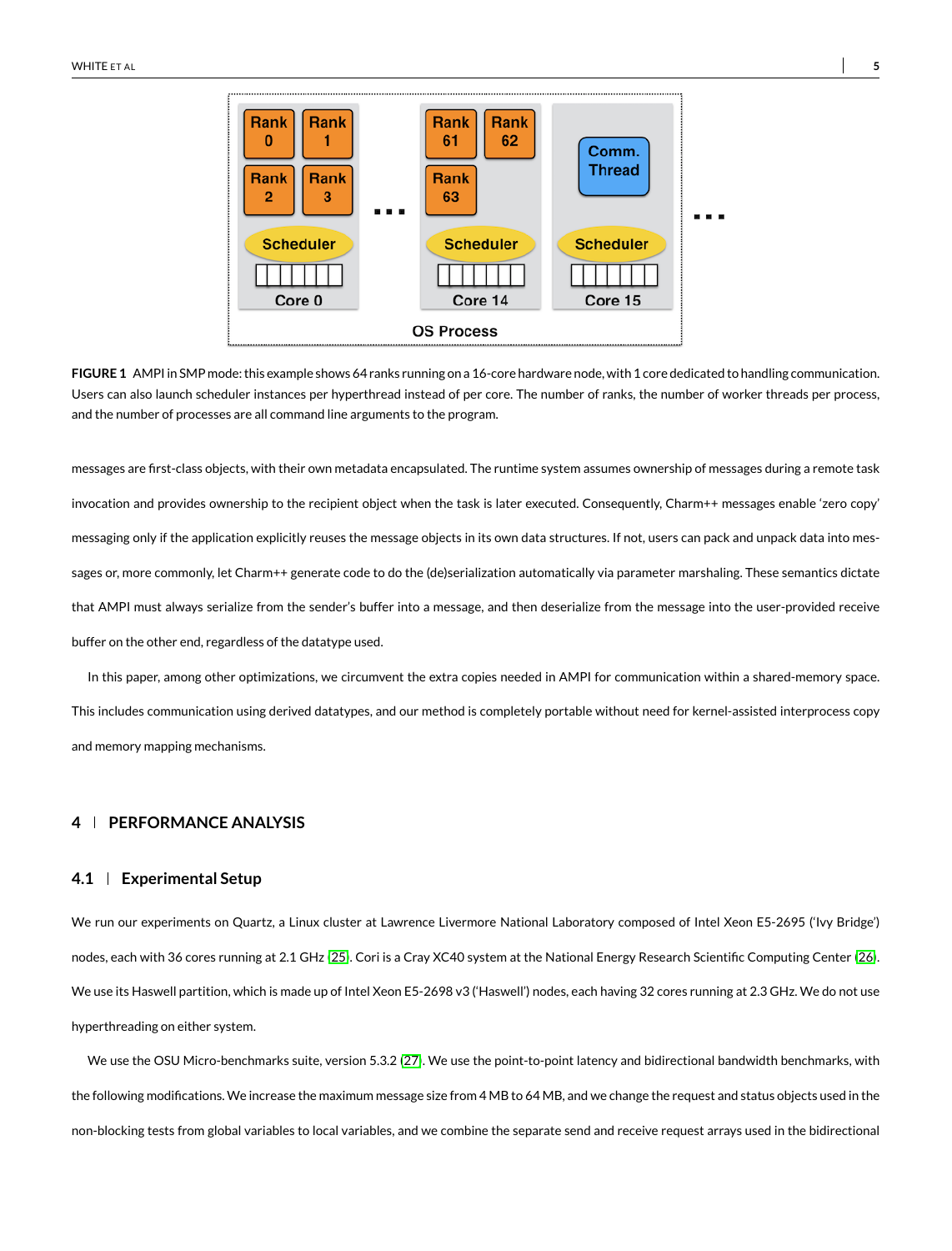**FIGURE 1** AMPI in SMP mode: this example shows 64 ranks running on a 16-core hardware node, with 1 core dedicated to handling communication. Users can also launch scheduler instances per hyperthread instead of per core. The number of ranks, the number of worker threads per process, and the number of processes are all command line arguments to the program.

messages are first-class objects, with their own metadata encapsulated. The runtime system assumes ownership of messages during a remote task invocation and provides ownership to the recipient object when the task is later executed. Consequently, Charm++ messages enable 'zero copy' messaging only if the application explicitly reuses the message objects in its own data structures. If not, users can pack and unpack data into messages or, more commonly, let Charm++ generate code to do the (de)serialization automatically via parameter marshaling. These semantics dictate that AMPI must always serialize from the sender's buffer into a message, and then deserialize from the message into the user-provided receive buffer on the other end, regardless of the datatype used.

In this paper, among other optimizations, we circumvent the extra copies needed in AMPI for communication within a shared-memory space. This includes communication using derived datatypes, and our method is completely portable without need for kernel-assisted interprocess copy and memory mapping mechanisms.

## 4 | PERFORMANCE ANALYSIS

### 4.1 | Experimental Setup

We run our experiments on Quartz, a Linux cluster at Lawrence Livermore National Laboratory composed of Intel Xeon E5-2695 ('Ivy Bridge') nodes, each with 36 cores running at 2.1 GHz [25]. Cori is a Cray XC40 system at the National Energy Research Scientific Computing Center [26]. We use its Haswell partition, which is made up of Intel Xeon E5-2698 v3 ('Haswell') nodes, each having 32 cores running at 2.3 GHz. We do not use hyperthreading on either system.

We use the OSU Micro-benchmarks suite, version 5.3.2 [27]. We use the point-to-point latency and bidirectional bandwidth benchmarks, with the following modifications. We increase the maximum message size from 4 MB to 64 MB, and we change the request and status objects used in the non-blocking tests from global variables to local variables, and we combine the separate send and receive request arrays used in the bidirectional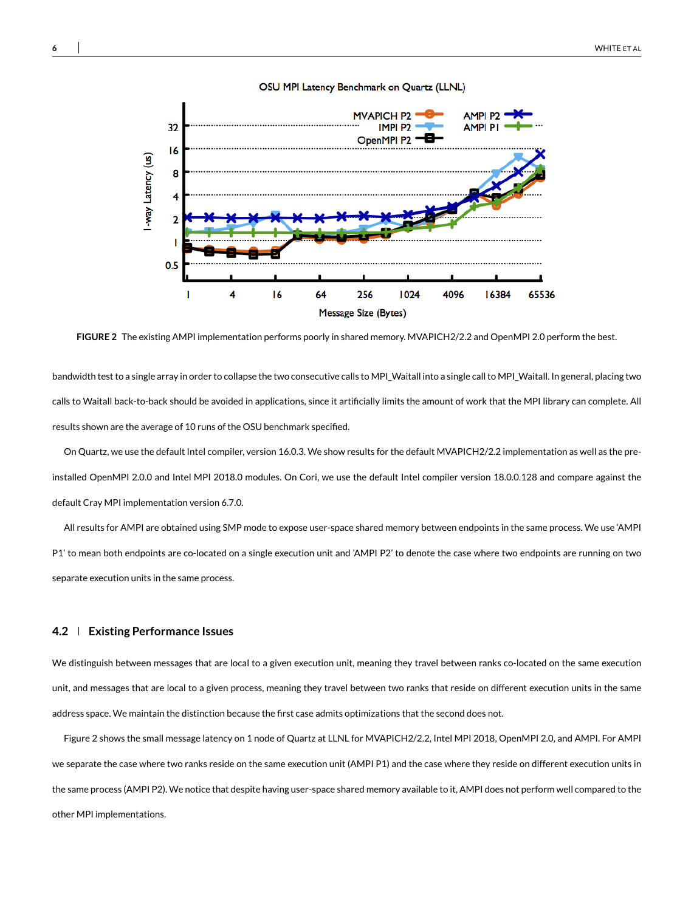**FIGURE 2** The existing AMPI implementation performs poorly in shared memory. MVAPICH2/2.2 and OpenMPI 2.0 perform the best.

bandwidth test to a single array in order to collapse the two consecutive calls to MPI_Waitall into a single call to MPI_Waitall. In general, placing two calls to Waitall back-to-back should be avoided in applications, since it artificially limits the amount of work that the MPI library can complete. All results shown are the average of 10 runs of the OSU benchmark specified.

On Quartz, we use the default Intel compiler, version 16.0.3. We show results for the default MVAPICH2/2.2 implementation as well as the pre-installed OpenMPI 2.0.0 and Intel MPI 2018.0 modules. On Cori, we use the default Intel compiler version 18.0.0.128 and compare against the default Cray MPI implementation version 6.7.0.

All results for AMPI are obtained using SMP mode to expose user-space shared memory between endpoints in the same process. We use 'AMPI P1' to mean both endpoints are co-located on a single execution unit and 'AMPI P2' to denote the case where two endpoints are running on two separate execution units in the same process.

## 4.2 | Existing Performance Issues

We distinguish between messages that are local to a given execution unit, meaning they travel between ranks co-located on the same execution unit, and messages that are local to a given process, meaning they travel between two ranks that reside on different execution units in the same address space. We maintain the distinction because the first case admits optimizations that the second does not.

Figure 2 shows the small message latency on 1 node of Quartz at LLNL for MVAPICH2/2.2, Intel MPI 2018, OpenMPI 2.0, and AMPI. For AMPI we separate the case where two ranks reside on the same execution unit (AMPI P1) and the case where they reside on different execution units in the same process (AMPI P2). We notice that despite having user-space shared memory available to it, AMPI does not perform well compared to the other MPI implementations.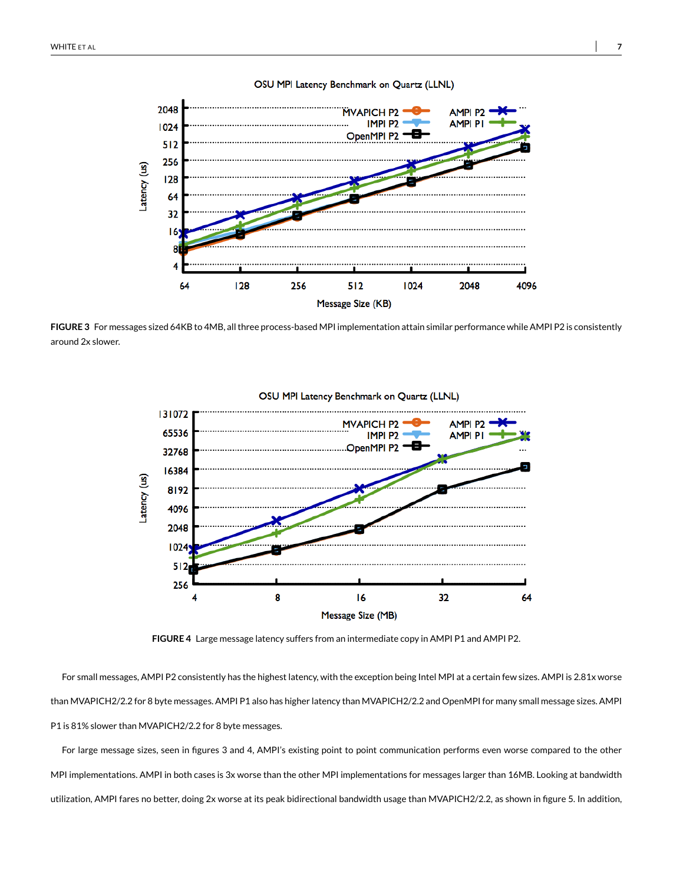FIGURE 3 For messages sized 64KB to 4MB, all three process-based MPI implementation attain similar performance while AMPI P2 is consistently around 2x slower.

FIGURE 4 Large message latency suffers from an intermediate copy in AMPI P1 and AMPI P2.

For small messages, AMPI P2 consistently has the highest latency, with the exception being Intel MPI at a certain few sizes. AMPI is 2.81x worse than MVAPICH2/2.2 for 8 byte messages. AMPI P1 also has higher latency than MVAPICH2/2.2 and OpenMPI for many small message sizes. AMPI P1 is 81% slower than MVAPICH2/2.2 for 8 byte messages.

For large message sizes, seen in figures 3 and 4, AMPI's existing point to point communication performs even worse compared to the other MPI implementations. AMPI in both cases is 3x worse than the other MPI implementations for messages larger than 16MB. Looking at bandwidth utilization, AMPI fares no better, doing 2x worse at its peak bidirectional bandwidth usage than MVAPICH2/2.2, as shown in figure 5. In addition,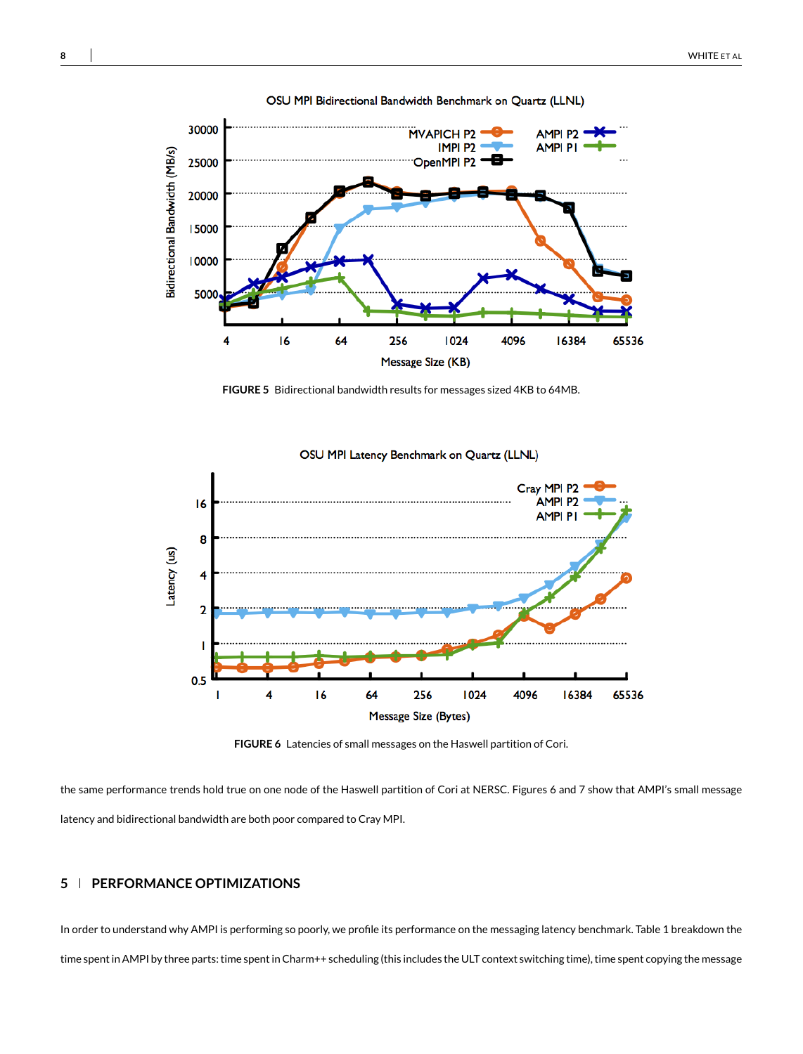FIGURE 5 Bidirectional bandwidth results for messages sized 4KB to 64MB.

FIGURE 6 Latencies of small messages on the Haswell partition of Cori.

the same performance trends hold true on one node of the Haswell partition of Cori at NERSC. Figures 6 and 7 show that AMPI's small message latency and bidirectional bandwidth are both poor compared to Cray MPI.

## 5 | PERFORMANCE OPTIMIZATIONS

In order to understand why AMPI is performing so poorly, we profile its performance on the messaging latency benchmark. Table 1 breakdown the time spent in AMPI by three parts: time spent in Charm++ scheduling (this includes the ULT context switching time), time spent copying the message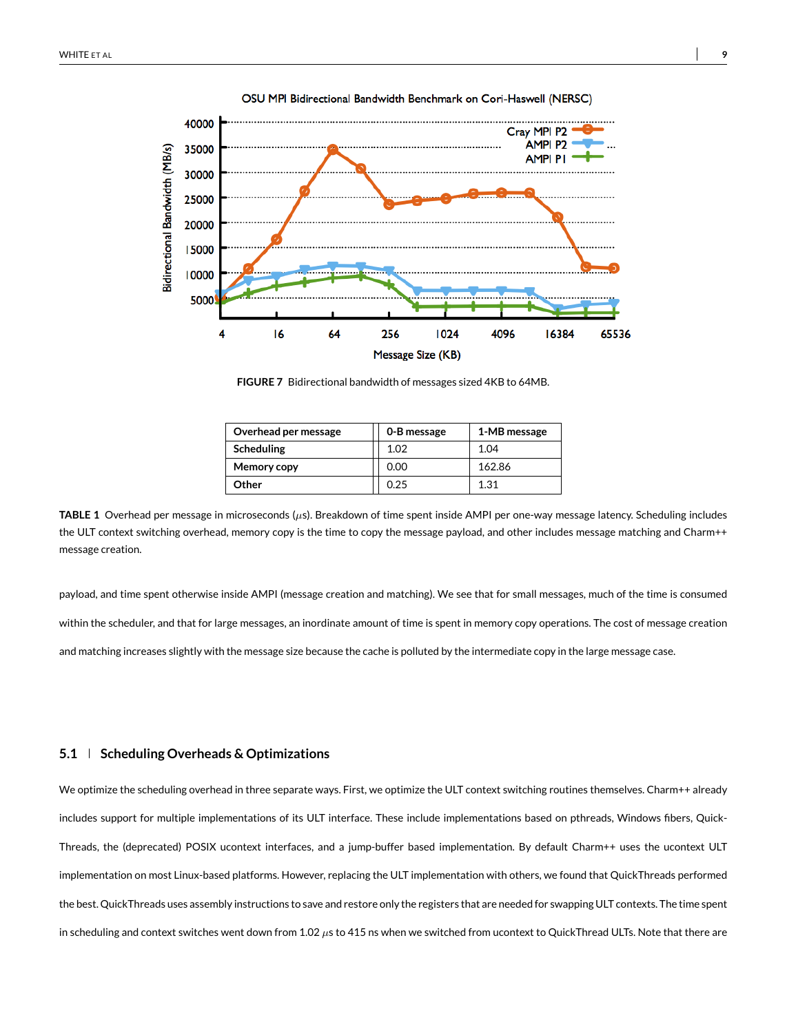FIGURE 7 Bidirectional bandwidth of messages sized 4KB to 64MB.

| Overhead per message | 0-B message | 1-MB message |
|---|---|---|
| Scheduling | 1.02 | 1.04 |
| Memory copy | 0.00 | 162.86 |
| Other | 0.25 | 1.31 |

**TABLE 1** Overhead per message in microseconds ($\mu$s). Breakdown of time spent inside AMPI per one-way message latency. Scheduling includes the ULT context switching overhead, memory copy is the time to copy the message payload, and other includes message matching and Charm++ message creation.

payload, and time spent otherwise inside AMPI (message creation and matching). We see that for small messages, much of the time is consumed within the scheduler, and that for large messages, an inordinate amount of time is spent in memory copy operations. The cost of message creation and matching increases slightly with the message size because the cache is polluted by the intermediate copy in the large message case.

## 5.1 | Scheduling Overheads & Optimizations

We optimize the scheduling overhead in three separate ways. First, we optimize the ULT context switching routines themselves. Charm++ already includes support for multiple implementations of its ULT interface. These include implementations based on pthreads, Windows fibers, QuickThreads, the (deprecated) POSIX ucontext interfaces, and a jump-buffer based implementation. By default Charm++ uses the ucontext ULT implementation on most Linux-based platforms. However, replacing the ULT implementation with others, we found that QuickThreads performed the best. QuickThreads uses assembly instructions to save and restore only the registers that are needed for swapping ULT contexts. The time spent in scheduling and context switches went down from 1.02 $\mu$s to 415 ns when we switched from ucontext to QuickThread ULTs. Note that there are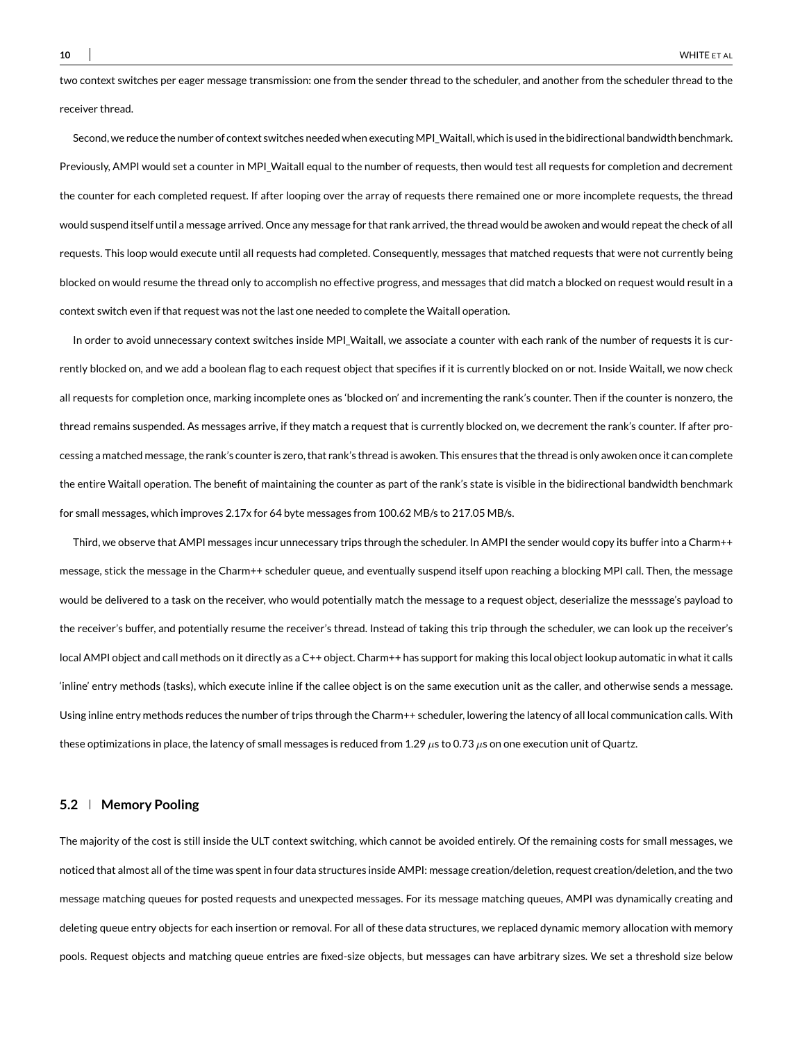two context switches per eager message transmission: one from the sender thread to the scheduler, and another from the scheduler thread to the receiver thread.

Second, we reduce the number of context switches needed when executing MPI_Waitall, which is used in the bidirectional bandwidth benchmark. Previously, AMPI would set a counter in MPI_Waitall equal to the number of requests, then would test all requests for completion and decrement the counter for each completed request. If after looping over the array of requests there remained one or more incomplete requests, the thread would suspend itself until a message arrived. Once any message for that rank arrived, the thread would be awoken and would repeat the check of all requests. This loop would execute until all requests had completed. Consequently, messages that matched requests that were not currently being blocked on would resume the thread only to accomplish no effective progress, and messages that did match a blocked on request would result in a context switch even if that request was not the last one needed to complete the Waitall operation.

In order to avoid unnecessary context switches inside MPI_Waitall, we associate a counter with each rank of the number of requests it is currently blocked on, and we add a boolean flag to each request object that specifies if it is currently blocked on or not. Inside Waitall, we now check all requests for completion once, marking incomplete ones as 'blocked on' and incrementing the rank's counter. Then if the counter is nonzero, the thread remains suspended. As messages arrive, if they match a request that is currently blocked on, we decrement the rank's counter. If after processing a matched message, the rank's counter is zero, that rank's thread is awoken. This ensures that the thread is only awoken once it can complete the entire Waitall operation. The benefit of maintaining the counter as part of the rank's state is visible in the bidirectional bandwidth benchmark for small messages, which improves 2.17x for 64 byte messages from 100.62 MB/s to 217.05 MB/s.

Third, we observe that AMPI messages incur unnecessary trips through the scheduler. In AMPI the sender would copy its buffer into a Charm++ message, stick the message in the Charm++ scheduler queue, and eventually suspend itself upon reaching a blocking MPI call. Then, the message would be delivered to a task on the receiver, who would potentially match the message to a request object, deserialize the messsage's payload to the receiver's buffer, and potentially resume the receiver's thread. Instead of taking this trip through the scheduler, we can look up the receiver's local AMPI object and call methods on it directly as a C++ object. Charm++ has support for making this local object lookup automatic in what it calls 'inline' entry methods (tasks), which execute inline if the callee object is on the same execution unit as the caller, and otherwise sends a message. Using inline entry methods reduces the number of trips through the Charm++ scheduler, lowering the latency of all local communication calls. With these optimizations in place, the latency of small messages is reduced from 1.29 $\mu$s to 0.73 $\mu$s on one execution unit of Quartz.

## 5.2 Memory Pooling

The majority of the cost is still inside the ULT context switching, which cannot be avoided entirely. Of the remaining costs for small messages, we noticed that almost all of the time was spent in four data structures inside AMPI: message creation/deletion, request creation/deletion, and the two message matching queues for posted requests and unexpected messages. For its message matching queues, AMPI was dynamically creating and deleting queue entry objects for each insertion or removal. For all of these data structures, we replaced dynamic memory allocation with memory pools. Request objects and matching queue entries are fixed-size objects, but messages can have arbitrary sizes. We set a threshold size below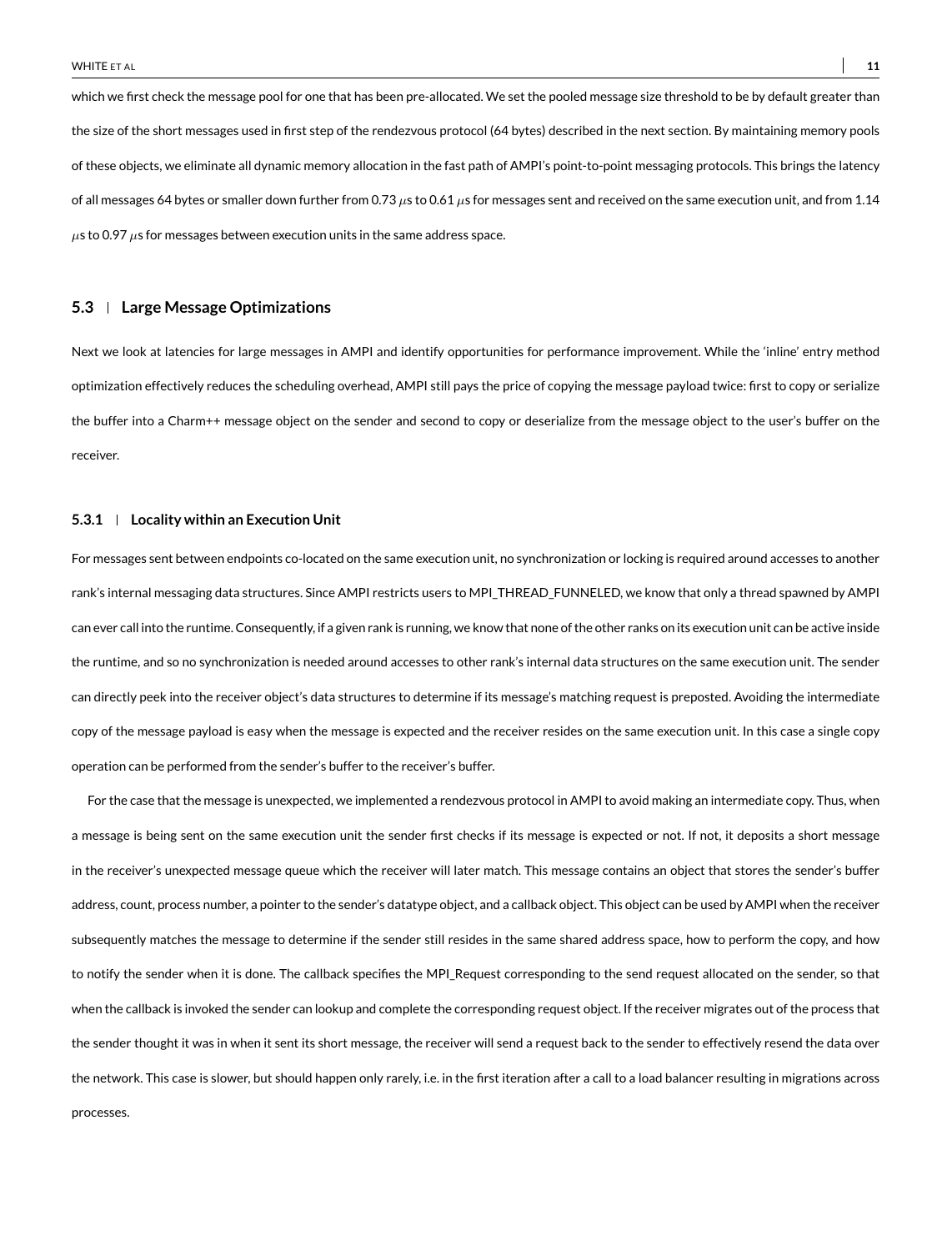which we first check the message pool for one that has been pre-allocated. We set the pooled message size threshold to be by default greater than the size of the short messages used in first step of the rendezvous protocol (64 bytes) described in the next section. By maintaining memory pools of these objects, we eliminate all dynamic memory allocation in the fast path of AMPI's point-to-point messaging protocols. This brings the latency of all messages 64 bytes or smaller down further from 0.73 $\mu$s to 0.61 $\mu$s for messages sent and received on the same execution unit, and from 1.14 $\mu$s to 0.97 $\mu$s for messages between execution units in the same address space.

## 5.3 | Large Message Optimizations

Next we look at latencies for large messages in AMPI and identify opportunities for performance improvement. While the 'inline' entry method optimization effectively reduces the scheduling overhead, AMPI still pays the price of copying the message payload twice: first to copy or serialize the buffer into a Charm++ message object on the sender and second to copy or deserialize from the message object to the user's buffer on the receiver.

### 5.3.1 | Locality within an Execution Unit

For messages sent between endpoints co-located on the same execution unit, no synchronization or locking is required around accesses to another rank's internal messaging data structures. Since AMPI restricts users to MPI_THREAD_FUNNELED, we know that only a thread spawned by AMPI can ever call into the runtime. Consequently, if a given rank is running, we know that none of the other ranks on its execution unit can be active inside the runtime, and so no synchronization is needed around accesses to other rank's internal data structures on the same execution unit. The sender can directly peek into the receiver object's data structures to determine if its message's matching request is preposted. Avoiding the intermediate copy of the message payload is easy when the message is expected and the receiver resides on the same execution unit. In this case a single copy operation can be performed from the sender's buffer to the receiver's buffer.

For the case that the message is unexpected, we implemented a rendezvous protocol in AMPI to avoid making an intermediate copy. Thus, when a message is being sent on the same execution unit the sender first checks if its message is expected or not. If not, it deposits a short message in the receiver's unexpected message queue which the receiver will later match. This message contains an object that stores the sender's buffer address, count, process number, a pointer to the sender's datatype object, and a callback object. This object can be used by AMPI when the receiver subsequently matches the message to determine if the sender still resides in the same shared address space, how to perform the copy, and how to notify the sender when it is done. The callback specifies the MPI_Request corresponding to the send request allocated on the sender, so that when the callback is invoked the sender can lookup and complete the corresponding request object. If the receiver migrates out of the process that the sender thought it was in when it sent its short message, the receiver will send a request back to the sender to effectively resend the data over the network. This case is slower, but should happen only rarely, i.e. in the first iteration after a call to a load balancer resulting in migrations across processes.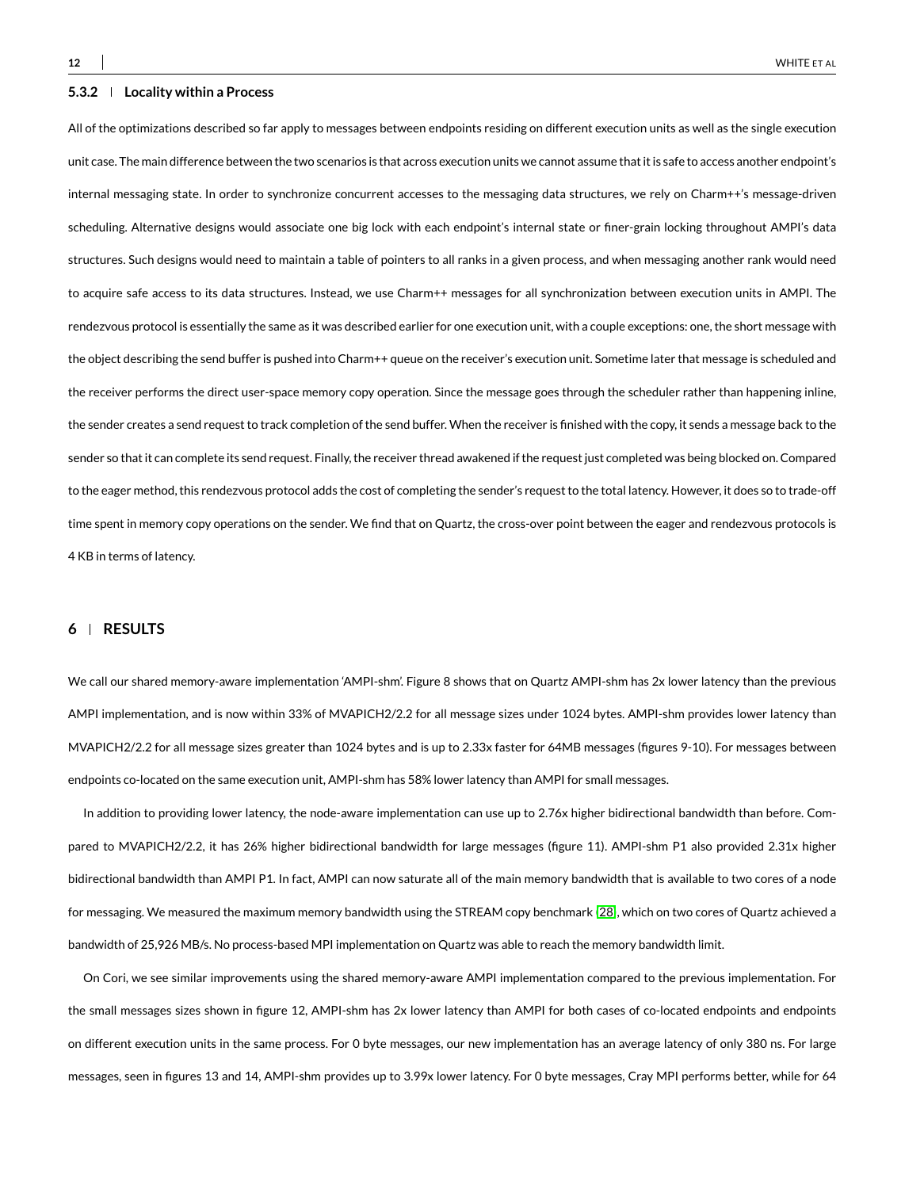### 5.3.2 | Locality within a Process

All of the optimizations described so far apply to messages between endpoints residing on different execution units as well as the single execution unit case. The main difference between the two scenarios is that across execution units we cannot assume that it is safe to access another endpoint's internal messaging state. In order to synchronize concurrent accesses to the messaging data structures, we rely on Charm++'s message-driven scheduling. Alternative designs would associate one big lock with each endpoint's internal state or finer-grain locking throughout AMPI's data structures. Such designs would need to maintain a table of pointers to all ranks in a given process, and when messaging another rank would need to acquire safe access to its data structures. Instead, we use Charm++ messages for all synchronization between execution units in AMPI. The rendezvous protocol is essentially the same as it was described earlier for one execution unit, with a couple exceptions: one, the short message with the object describing the send buffer is pushed into Charm++ queue on the receiver's execution unit. Sometime later that message is scheduled and the receiver performs the direct user-space memory copy operation. Since the message goes through the scheduler rather than happening inline, the sender creates a send request to track completion of the send buffer. When the receiver is finished with the copy, it sends a message back to the sender so that it can complete its send request. Finally, the receiver thread awakened if the request just completed was being blocked on. Compared to the eager method, this rendezvous protocol adds the cost of completing the sender's request to the total latency. However, it does so to trade-off time spent in memory copy operations on the sender. We find that on Quartz, the cross-over point between the eager and rendezvous protocols is 4 KB in terms of latency.

## 6 | RESULTS

We call our shared memory-aware implementation 'AMPI-shm'. Figure 8 shows that on Quartz AMPI-shm has 2x lower latency than the previous AMPI implementation, and is now within 33% of MVAPICH2/2.2 for all message sizes under 1024 bytes. AMPI-shm provides lower latency than MVAPICH2/2.2 for all message sizes greater than 1024 bytes and is up to 2.33x faster for 64MB messages (figures 9-10). For messages between endpoints co-located on the same execution unit, AMPI-shm has 58% lower latency than AMPI for small messages.

In addition to providing lower latency, the node-aware implementation can use up to 2.76x higher bidirectional bandwidth than before. Compared to MVAPICH2/2.2, it has 26% higher bidirectional bandwidth for large messages (figure 11). AMPI-shm P1 also provided 2.31x higher bidirectional bandwidth than AMPI P1. In fact, AMPI can now saturate all of the main memory bandwidth that is available to two cores of a node for messaging. We measured the maximum memory bandwidth using the STREAM copy benchmark [28], which on two cores of Quartz achieved a bandwidth of 25,926 MB/s. No process-based MPI implementation on Quartz was able to reach the memory bandwidth limit.

On Cori, we see similar improvements using the shared memory-aware AMPI implementation compared to the previous implementation. For the small messages sizes shown in figure 12, AMPI-shm has 2x lower latency than AMPI for both cases of co-located endpoints and endpoints on different execution units in the same process. For 0 byte messages, our new implementation has an average latency of only 380 ns. For large messages, seen in figures 13 and 14, AMPI-shm provides up to 3.99x lower latency. For 0 byte messages, Cray MPI performs better, while for 64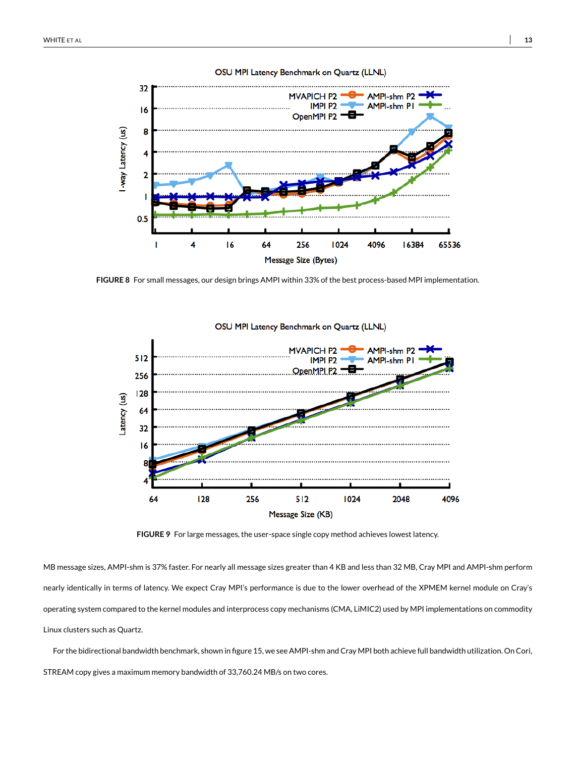FIGURE 8 For small messages, our design brings AMPI within 33% of the best process-based MPI implementation.

FIGURE 9 For large messages, the user-space single copy method achieves lowest latency.

MB message sizes, AMPI-shm is 37% faster. For nearly all message sizes greater than 4 KB and less than 32 MB, Cray MPI and AMPI-shm perform nearly identically in terms of latency. We expect Cray MPI's performance is due to the lower overhead of the XPMEM kernel module on Cray's operating system compared to the kernel modules and interprocess copy mechanisms (CMA, LiMIC2) used by MPI implementations on commodity Linux clusters such as Quartz.

For the bidirectional bandwidth benchmark, shown in figure 15, we see AMPI-shm and Cray MPI both achieve full bandwidth utilization. On Cori, STREAM copy gives a maximum memory bandwidth of 33,760.24 MB/s on two cores.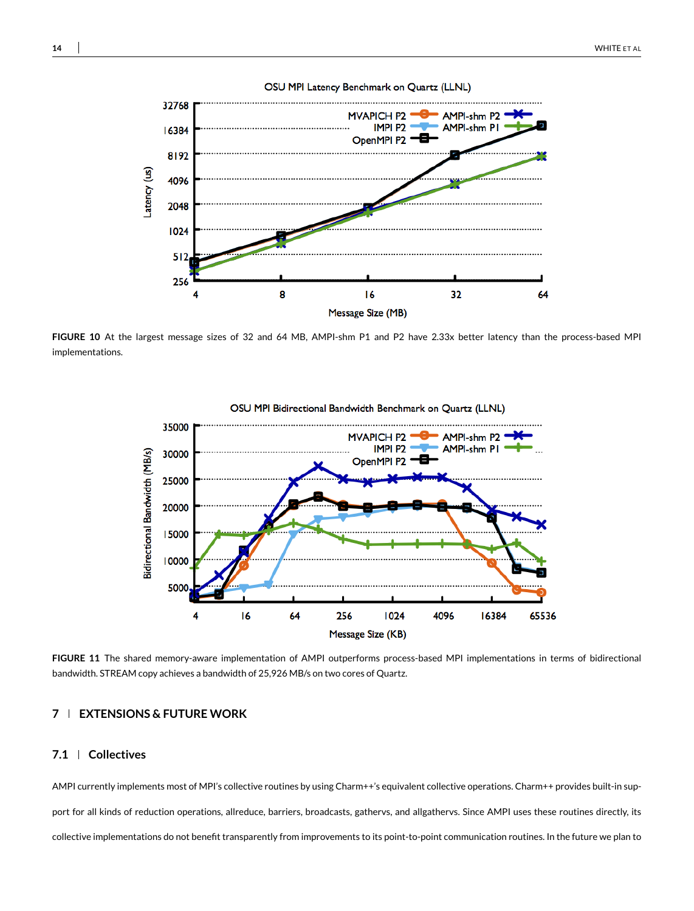**FIGURE 10** At the largest message sizes of 32 and 64 MB, AMPI-shm P1 and P2 have 2.33x better latency than the process-based MPI implementations.

**FIGURE 11** The shared memory-aware implementation of AMPI outperforms process-based MPI implementations in terms of bidirectional bandwidth. STREAM copy achieves a bandwidth of 25,926 MB/s on two cores of Quartz.

## 7 | EXTENSIONS & FUTURE WORK

### 7.1 | Collectives

AMPI currently implements most of MPI's collective routines by using Charm++'s equivalent collective operations. Charm++ provides built-in support for all kinds of reduction operations, allreduce, barriers, broadcasts, gathervs, and allgathervs. Since AMPI uses these routines directly, its collective implementations do not benefit transparently from improvements to its point-to-point communication routines. In the future we plan to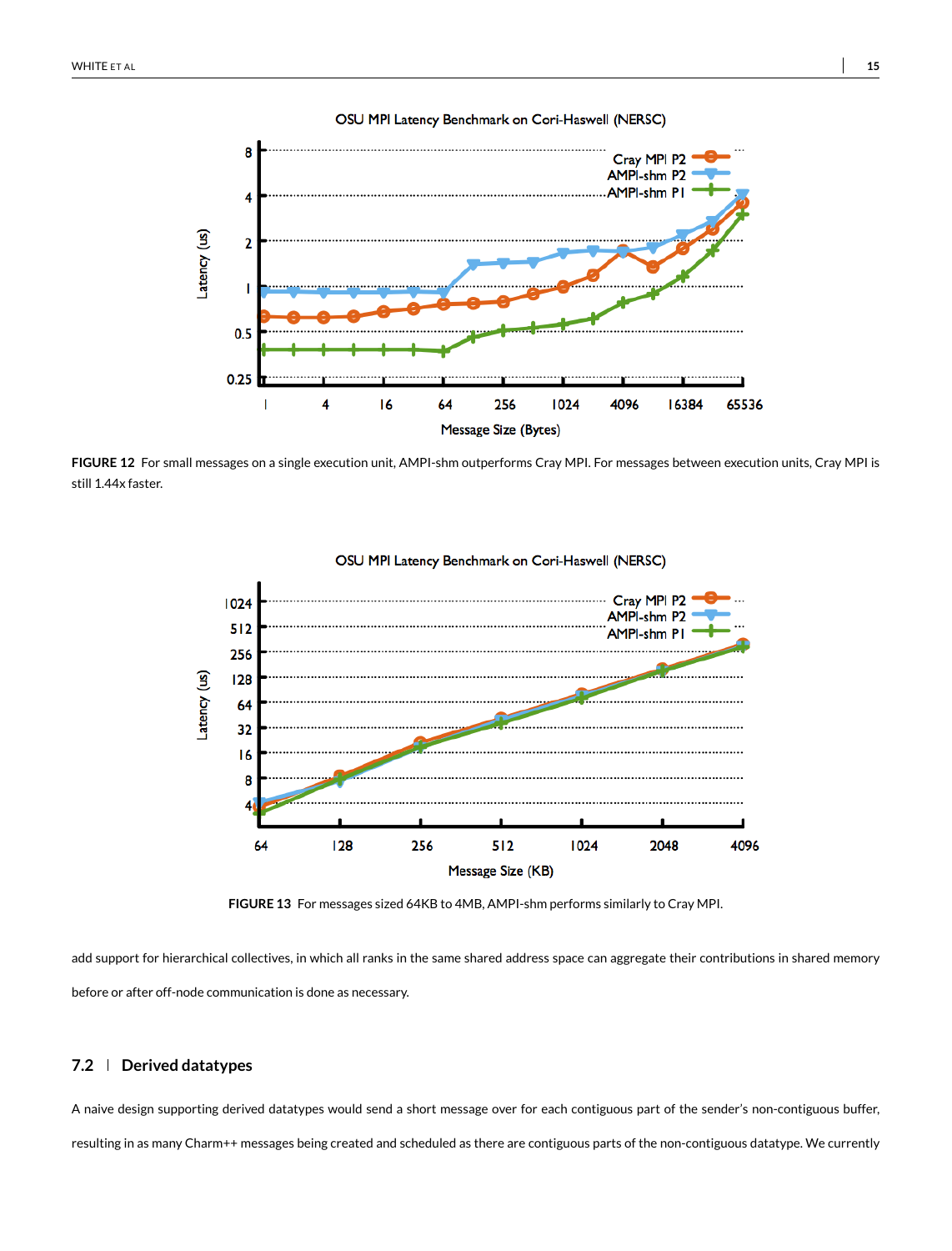FIGURE 12 For small messages on a single execution unit, AMPI-shm outperforms Cray MPI. For messages between execution units, Cray MPI is still 1.44x faster.

FIGURE 13 For messages sized 64KB to 4MB, AMPI-shm performs similarly to Cray MPI.

add support for hierarchical collectives, in which all ranks in the same shared address space can aggregate their contributions in shared memory before or after off-node communication is done as necessary.

## 7.2 | Derived datatypes

A naive design supporting derived datatypes would send a short message over for each contiguous part of the sender's non-contiguous buffer, resulting in as many Charm++ messages being created and scheduled as there are contiguous parts of the non-contiguous datatype. We currently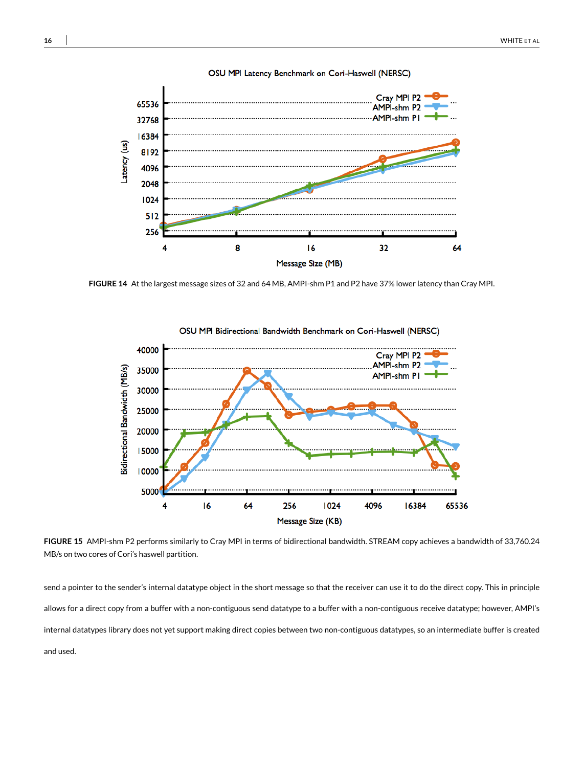FIGURE 14 At the largest message sizes of 32 and 64 MB, AMPI-shm P1 and P2 have 37% lower latency than Cray MPI.

FIGURE 15 AMPI-shm P2 performs similarly to Cray MPI in terms of bidirectional bandwidth. STREAM copy achieves a bandwidth of 33,760.24 MB/s on two cores of Cori's haswell partition.

send a pointer to the sender's internal datatype object in the short message so that the receiver can use it to do the direct copy. This in principle allows for a direct copy from a buffer with a non-contiguous send datatype to a buffer with a non-contiguous receive datatype; however, AMPI's internal datatypes library does not yet support making direct copies between two non-contiguous datatypes, so an intermediate buffer is created and used.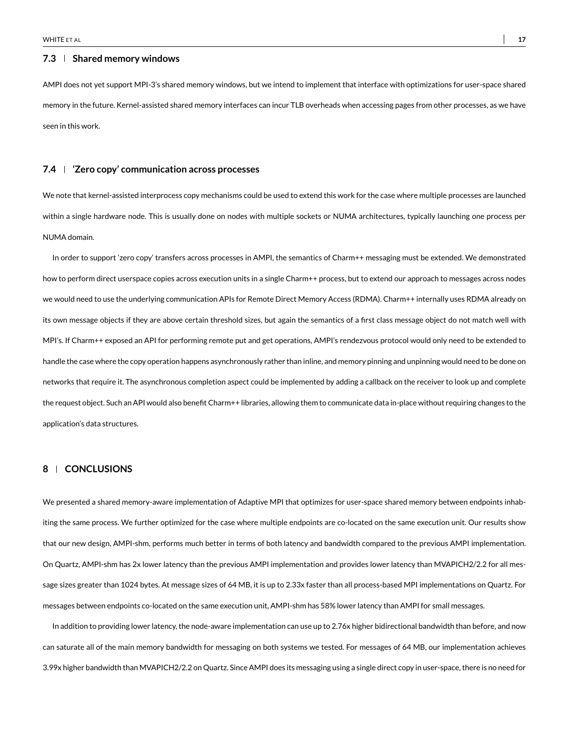### 7.3 | Shared memory windows

AMPI does not yet support MPI-3's shared memory windows, but we intend to implement that interface with optimizations for user-space shared memory in the future. Kernel-assisted shared memory interfaces can incur TLB overheads when accessing pages from other processes, as we have seen in this work.

### 7.4 | 'Zero copy' communication across processes

We note that kernel-assisted interprocess copy mechanisms could be used to extend this work for the case where multiple processes are launched within a single hardware node. This is usually done on nodes with multiple sockets or NUMA architectures, typically launching one process per NUMA domain.

In order to support 'zero copy' transfers across processes in AMPI, the semantics of Charm++ messaging must be extended. We demonstrated how to perform direct userspace copies across execution units in a single Charm++ process, but to extend our approach to messages across nodes we would need to use the underlying communication APIs for Remote Direct Memory Access (RDMA). Charm++ internally uses RDMA already on its own message objects if they are above certain threshold sizes, but again the semantics of a first class message object do not match well with MPI's. If Charm++ exposed an API for performing remote put and get operations, AMPI's rendezvous protocol would only need to be extended to handle the case where the copy operation happens asynchronously rather than inline, and memory pinning and unpinning would need to be done on networks that require it. The asynchronous completion aspect could be implemented by adding a callback on the receiver to look up and complete the request object. Such an API would also benefit Charm++ libraries, allowing them to communicate data in-place without requiring changes to the application's data structures.

## 8 | CONCLUSIONS

We presented a shared memory-aware implementation of Adaptive MPI that optimizes for user-space shared memory between endpoints inhabiting the same process. We further optimized for the case where multiple endpoints are co-located on the same execution unit. Our results show that our new design, AMPI-shm, performs much better in terms of both latency and bandwidth compared to the previous AMPI implementation. On Quartz, AMPI-shm has 2x lower latency than the previous AMPI implementation and provides lower latency than MVAPICH2/2.2 for all message sizes greater than 1024 bytes. At message sizes of 64 MB, it is up to 2.33x faster than all process-based MPI implementations on Quartz. For messages between endpoints co-located on the same execution unit, AMPI-shm has 58% lower latency than AMPI for small messages.

In addition to providing lower latency, the node-aware implementation can use up to 2.76x higher bidirectional bandwidth than before, and now can saturate all of the main memory bandwidth for messaging on both systems we tested. For messages of 64 MB, our implementation achieves 3.99x higher bandwidth than MVAPICH2/2.2 on Quartz. Since AMPI does its messaging using a single direct copy in user-space, there is no need for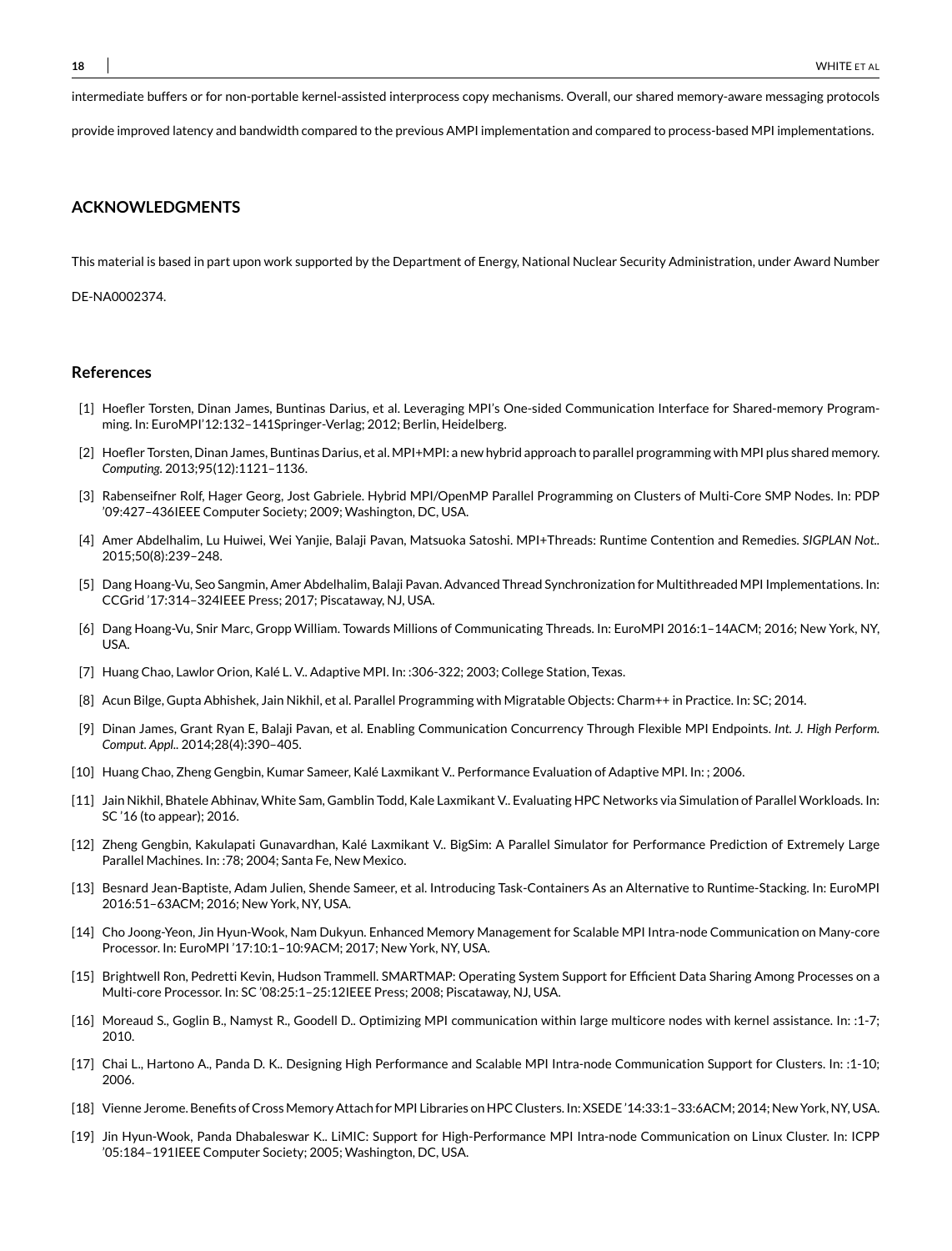intermediate buffers or for non-portable kernel-assisted interprocess copy mechanisms. Overall, our shared memory-aware messaging protocols provide improved latency and bandwidth compared to the previous AMPI implementation and compared to process-based MPI implementations.

## ACKNOWLEDGMENTS

This material is based in part upon work supported by the Department of Energy, National Nuclear Security Administration, under Award Number DE-NA0002374.

## References

[1] Hoefler Torsten, Dinan James, Buntinas Darius, et al. Leveraging MPI's One-sided Communication Interface for Shared-memory Programming. In: EuroMPI'12:132–141Springer-Verlag; 2012; Berlin, Heidelberg.

[2] Hoefler Torsten, Dinan James, Buntinas Darius, et al. MPI+MPI: a new hybrid approach to parallel programming with MPI plus shared memory. *Computing*. 2013;95(12):1121–1136.

[3] Rabenseifner Rolf, Hager Georg, Jost Gabriele. Hybrid MPI/OpenMP Parallel Programming on Clusters of Multi-Core SMP Nodes. In: PDP '09:427–436IEEE Computer Society; 2009; Washington, DC, USA.

[4] Amer Abdelhalim, Lu Huiwei, Wei Yanjie, Balaji Pavan, Matsuoka Satoshi. MPI+Threads: Runtime Contention and Remedies. *SIGPLAN Not.*. 2015;50(8):239–248.

[5] Dang Hoang-Vu, Seo Sangmin, Amer Abdelhalim, Balaji Pavan. Advanced Thread Synchronization for Multithreaded MPI Implementations. In: CCGrid '17:314–324IEEE Press; 2017; Piscataway, NJ, USA.

[6] Dang Hoang-Vu, Snir Marc, Gropp William. Towards Millions of Communicating Threads. In: EuroMPI 2016:1–14ACM; 2016; New York, NY, USA.

[7] Huang Chao, Lawlor Orion, Kalé L. V.. Adaptive MPI. In: :306-322; 2003; College Station, Texas.

[8] Acun Bilge, Gupta Abhishek, Jain Nikhil, et al. Parallel Programming with Migratable Objects: Charm++ in Practice. In: SC; 2014.

[9] Dinan James, Grant Ryan E, Balaji Pavan, et al. Enabling Communication Concurrency Through Flexible MPI Endpoints. *Int. J. High Perform. Comput. Appl.*. 2014;28(4):390–405.

[10] Huang Chao, Zheng Gengbin, Kumar Sameer, Kalé Laxmikant V.. Performance Evaluation of Adaptive MPI. In: ; 2006.

[11] Jain Nikhil, Bhatele Abhinav, White Sam, Gamblin Todd, Kale Laxmikant V.. Evaluating HPC Networks via Simulation of Parallel Workloads. In: SC '16 (to appear); 2016.

[12] Zheng Gengbin, Kakulapati Gunavardhan, Kalé Laxmikant V.. BigSim: A Parallel Simulator for Performance Prediction of Extremely Large Parallel Machines. In: :78; 2004; Santa Fe, New Mexico.

[13] Besnard Jean-Baptiste, Adam Julien, Shende Sameer, et al. Introducing Task-Containers As an Alternative to Runtime-Stacking. In: EuroMPI 2016:51–63ACM; 2016; New York, NY, USA.

[14] Cho Joong-Yeon, Jin Hyun-Wook, Nam Dukyun. Enhanced Memory Management for Scalable MPI Intra-node Communication on Many-core Processor. In: EuroMPI '17:10:1–10:9ACM; 2017; New York, NY, USA.

[15] Brightwell Ron, Pedretti Kevin, Hudson Trammell. SMARTMAP: Operating System Support for Efficient Data Sharing Among Processes on a Multi-core Processor. In: SC '08:25:1–25:12IEEE Press; 2008; Piscataway, NJ, USA.

[16] Moreaud S., Goglin B., Namyst R., Goodell D.. Optimizing MPI communication within large multicore nodes with kernel assistance. In: :1-7; 2010.

[17] Chai L., Hartono A., Panda D. K.. Designing High Performance and Scalable MPI Intra-node Communication Support for Clusters. In: :1-10; 2006.

[18] Vienne Jerome. Benefits of Cross Memory Attach for MPI Libraries on HPC Clusters. In: XSEDE '14:33:1–33:6ACM; 2014; New York, NY, USA.

[19] Jin Hyun-Wook, Panda Dhabaleswar K.. LiMIC: Support for High-Performance MPI Intra-node Communication on Linux Cluster. In: ICPP '05:184–191IEEE Computer Society; 2005; Washington, DC, USA.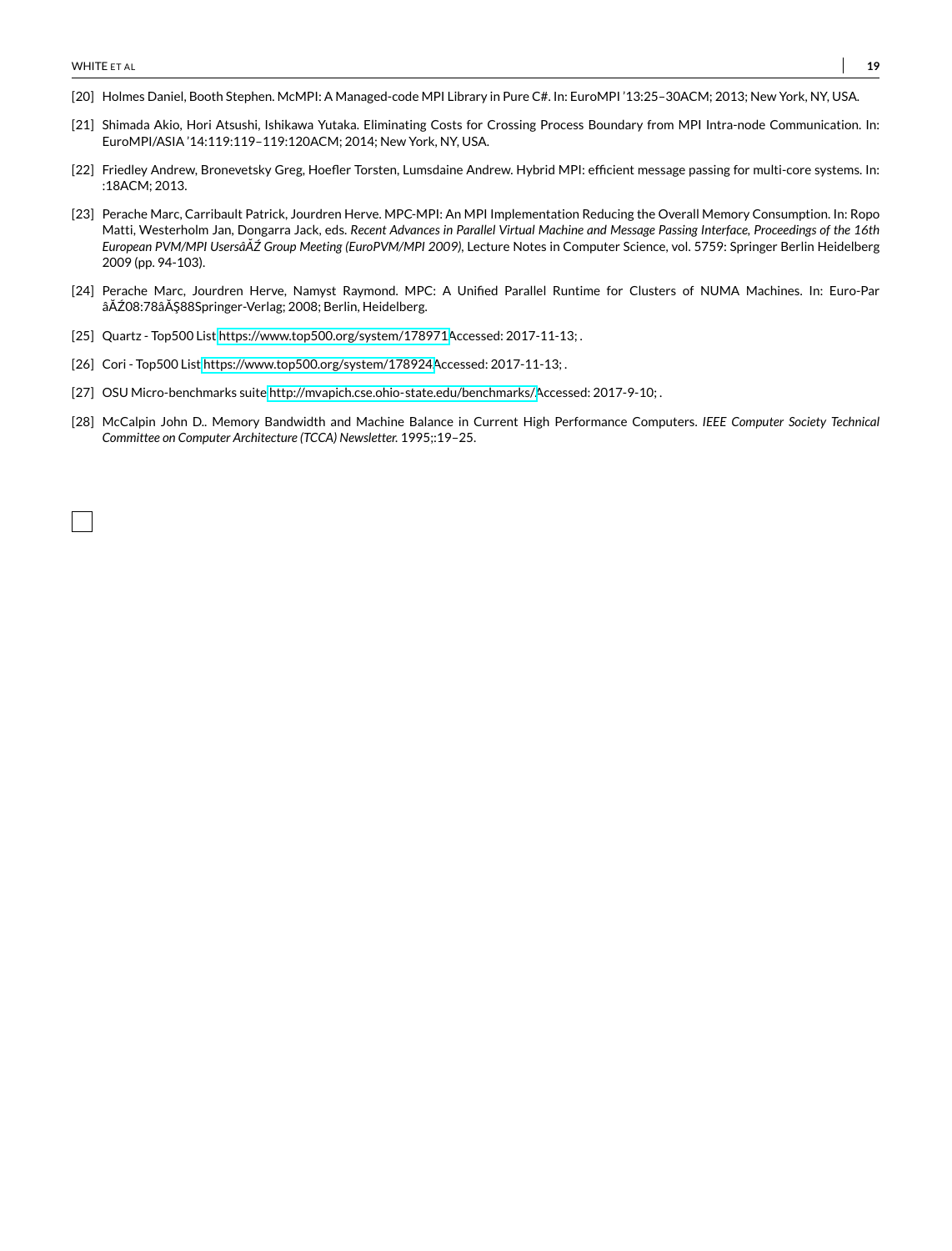[20] Holmes Daniel, Booth Stephen. McMPI: A Managed-code MPI Library in Pure C#. In: EuroMPI '13:25–30ACM; 2013; New York, NY, USA.

[21] Shimada Akio, Hori Atsushi, Ishikawa Yutaka. Eliminating Costs for Crossing Process Boundary from MPI Intra-node Communication. In: EuroMPI/ASIA '14:119:119–119:120ACM; 2014; New York, NY, USA.

[22] Friedley Andrew, Bronevetsky Greg, Hoefler Torsten, Lumsdaine Andrew. Hybrid MPI: efficient message passing for multi-core systems. In: :18ACM; 2013.

[23] Perache Marc, Carribault Patrick, Jourdren Herve. MPC-MPI: An MPI Implementation Reducing the Overall Memory Consumption. In: Ropo Matti, Westerholm Jan, Dongarra Jack, eds. *Recent Advances in Parallel Virtual Machine and Message Passing Interface, Proceedings of the 16th European PVM/MPI UsersâĂŹ Group Meeting (EuroPVM/MPI 2009)*, Lecture Notes in Computer Science, vol. 5759: Springer Berlin Heidelberg 2009 (pp. 94-103).

[24] Perache Marc, Jourdren Herve, Namyst Raymond. MPC: A Unified Parallel Runtime for Clusters of NUMA Machines. In: Euro-Par âĂŹ08:78âĂŞ88Springer-Verlag; 2008; Berlin, Heidelberg.

[25] Quartz - Top500 List https://www.top500.org/system/178971Accessed: 2017-11-13; .

[26] Cori - Top500 List https://www.top500.org/system/178924Accessed: 2017-11-13; .

[27] OSU Micro-benchmarks suite http://mvapich.cse.ohio-state.edu/benchmarks/Accessed: 2017-9-10; .

[28] McCalpin John D.. Memory Bandwidth and Machine Balance in Current High Performance Computers. *IEEE Computer Society Technical Committee on Computer Architecture (TCCA) Newsletter.* 1995;:19–25.